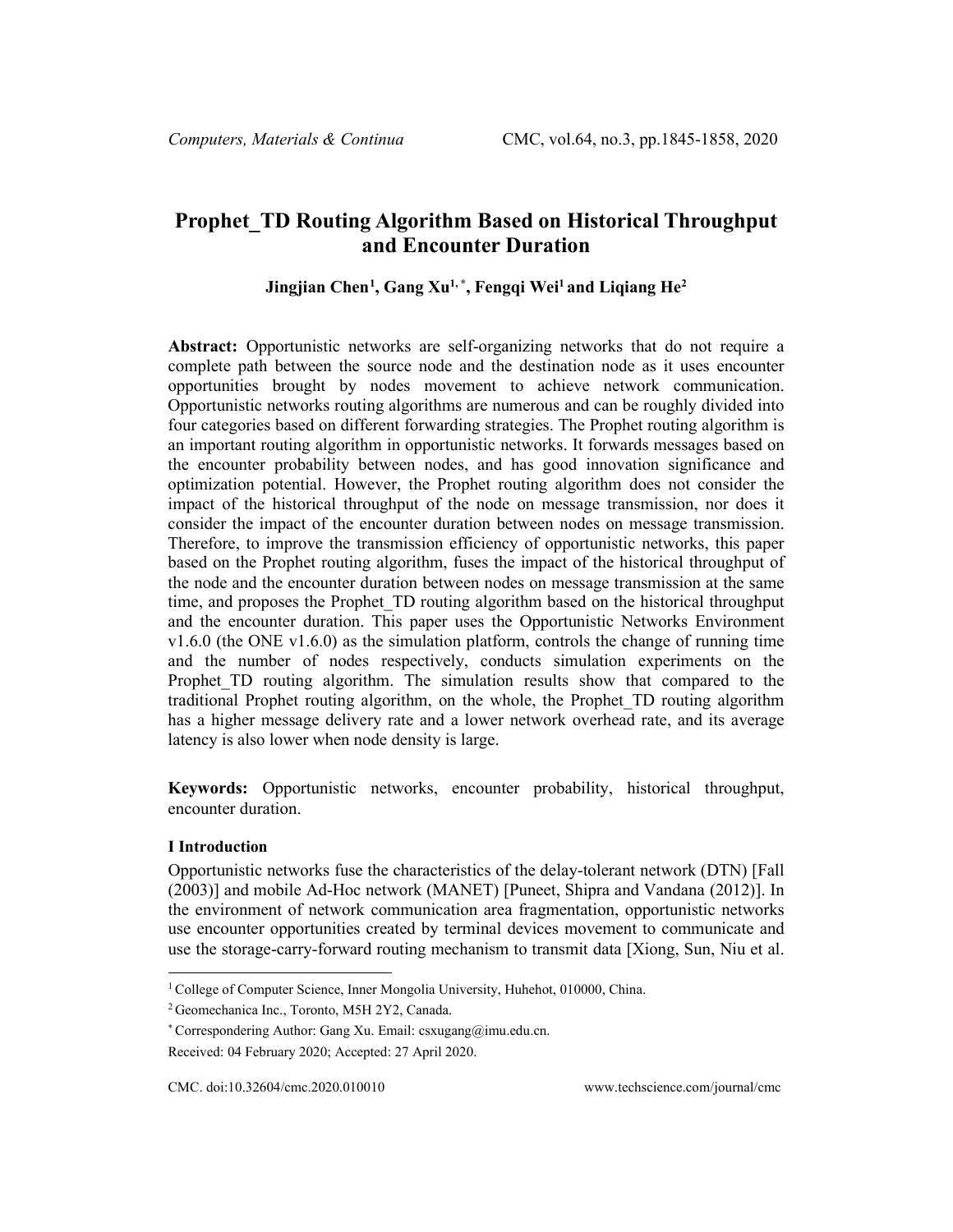# Prophet_TD Routing Algorithm Based on Historical Throughput and Encounter Duration

**Jingjian Chen[1], Gang Xu[1,*], Fengqi Wei[1] and Liqiang He[2]**

**Abstract:** Opportunistic networks are self-organizing networks that do not require a complete path between the source node and the destination node as it uses encounter opportunities brought by nodes movement to achieve network communication. Opportunistic networks routing algorithms are numerous and can be roughly divided into four categories based on different forwarding strategies. The Prophet routing algorithm is an important routing algorithm in opportunistic networks. It forwards messages based on the encounter probability between nodes, and has good innovation significance and optimization potential. However, the Prophet routing algorithm does not consider the impact of the historical throughput of the node on message transmission, nor does it consider the impact of the encounter duration between nodes on message transmission. Therefore, to improve the transmission efficiency of opportunistic networks, this paper based on the Prophet routing algorithm, fuses the impact of the historical throughput of the node and the encounter duration between nodes on message transmission at the same time, and proposes the Prophet_TD routing algorithm based on the historical throughput and the encounter duration. This paper uses the Opportunistic Networks Environment v1.6.0 (the ONE v1.6.0) as the simulation platform, controls the change of running time and the number of nodes respectively, conducts simulation experiments on the Prophet_TD routing algorithm. The simulation results show that compared to the traditional Prophet routing algorithm, on the whole, the Prophet_TD routing algorithm has a higher message delivery rate and a lower network overhead rate, and its average latency is also lower when node density is large.

**Keywords:** Opportunistic networks, encounter probability, historical throughput, encounter duration.

## I Introduction

Opportunistic networks fuse the characteristics of the delay-tolerant network (DTN) [Fall (2003)] and mobile Ad-Hoc network (MANET) [Puneet, Shipra and Vandana (2012)]. In the environment of network communication area fragmentation, opportunistic networks use encounter opportunities created by terminal devices movement to communicate and use the storage-carry-forward routing mechanism to transmit data [Xiong, Sun, Niu et al.

---

[1] College of Computer Science, Inner Mongolia University, Huhehot, 010000, China.

[2] Geomechanica Inc., Toronto, M5H 2Y2, Canada.

[*] Correspondering Author: Gang Xu. Email: csxugang@imu.edu.cn.

Received: 04 February 2020; Accepted: 27 April 2020.

CMC. doi:10.32604/cmc.2020.010010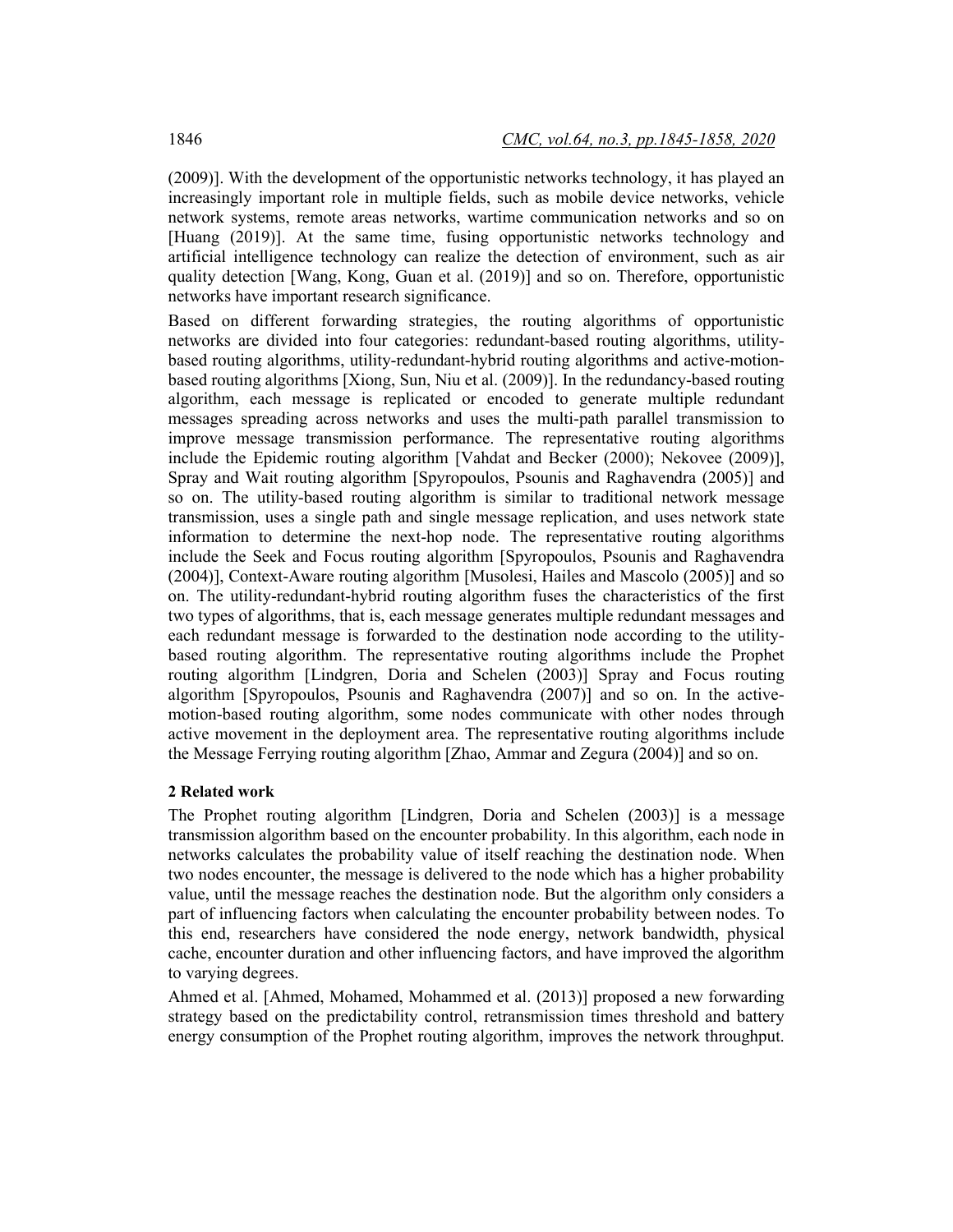(2009)]. With the development of the opportunistic networks technology, it has played an increasingly important role in multiple fields, such as mobile device networks, vehicle network systems, remote areas networks, wartime communication networks and so on [Huang (2019)]. At the same time, fusing opportunistic networks technology and artificial intelligence technology can realize the detection of environment, such as air quality detection [Wang, Kong, Guan et al. (2019)] and so on. Therefore, opportunistic networks have important research significance.

Based on different forwarding strategies, the routing algorithms of opportunistic networks are divided into four categories: redundant-based routing algorithms, utility-based routing algorithms, utility-redundant-hybrid routing algorithms and active-motion-based routing algorithms [Xiong, Sun, Niu et al. (2009)]. In the redundancy-based routing algorithm, each message is replicated or encoded to generate multiple redundant messages spreading across networks and uses the multi-path parallel transmission to improve message transmission performance. The representative routing algorithms include the Epidemic routing algorithm [Vahdat and Becker (2000); Nekovee (2009)], Spray and Wait routing algorithm [Spyropoulos, Psounis and Raghavendra (2005)] and so on. The utility-based routing algorithm is similar to traditional network message transmission, uses a single path and single message replication, and uses network state information to determine the next-hop node. The representative routing algorithms include the Seek and Focus routing algorithm [Spyropoulos, Psounis and Raghavendra (2004)], Context-Aware routing algorithm [Musolesi, Hailes and Mascolo (2005)] and so on. The utility-redundant-hybrid routing algorithm fuses the characteristics of the first two types of algorithms, that is, each message generates multiple redundant messages and each redundant message is forwarded to the destination node according to the utility-based routing algorithm. The representative routing algorithms include the Prophet routing algorithm [Lindgren, Doria and Schelen (2003)] Spray and Focus routing algorithm [Spyropoulos, Psounis and Raghavendra (2007)] and so on. In the active-motion-based routing algorithm, some nodes communicate with other nodes through active movement in the deployment area. The representative routing algorithms include the Message Ferrying routing algorithm [Zhao, Ammar and Zegura (2004)] and so on.

## 2 Related work

The Prophet routing algorithm [Lindgren, Doria and Schelen (2003)] is a message transmission algorithm based on the encounter probability. In this algorithm, each node in networks calculates the probability value of itself reaching the destination node. When two nodes encounter, the message is delivered to the node which has a higher probability value, until the message reaches the destination node. But the algorithm only considers a part of influencing factors when calculating the encounter probability between nodes. To this end, researchers have considered the node energy, network bandwidth, physical cache, encounter duration and other influencing factors, and have improved the algorithm to varying degrees.

Ahmed et al. [Ahmed, Mohamed, Mohammed et al. (2013)] proposed a new forwarding strategy based on the predictability control, retransmission times threshold and battery energy consumption of the Prophet routing algorithm, improves the network throughput.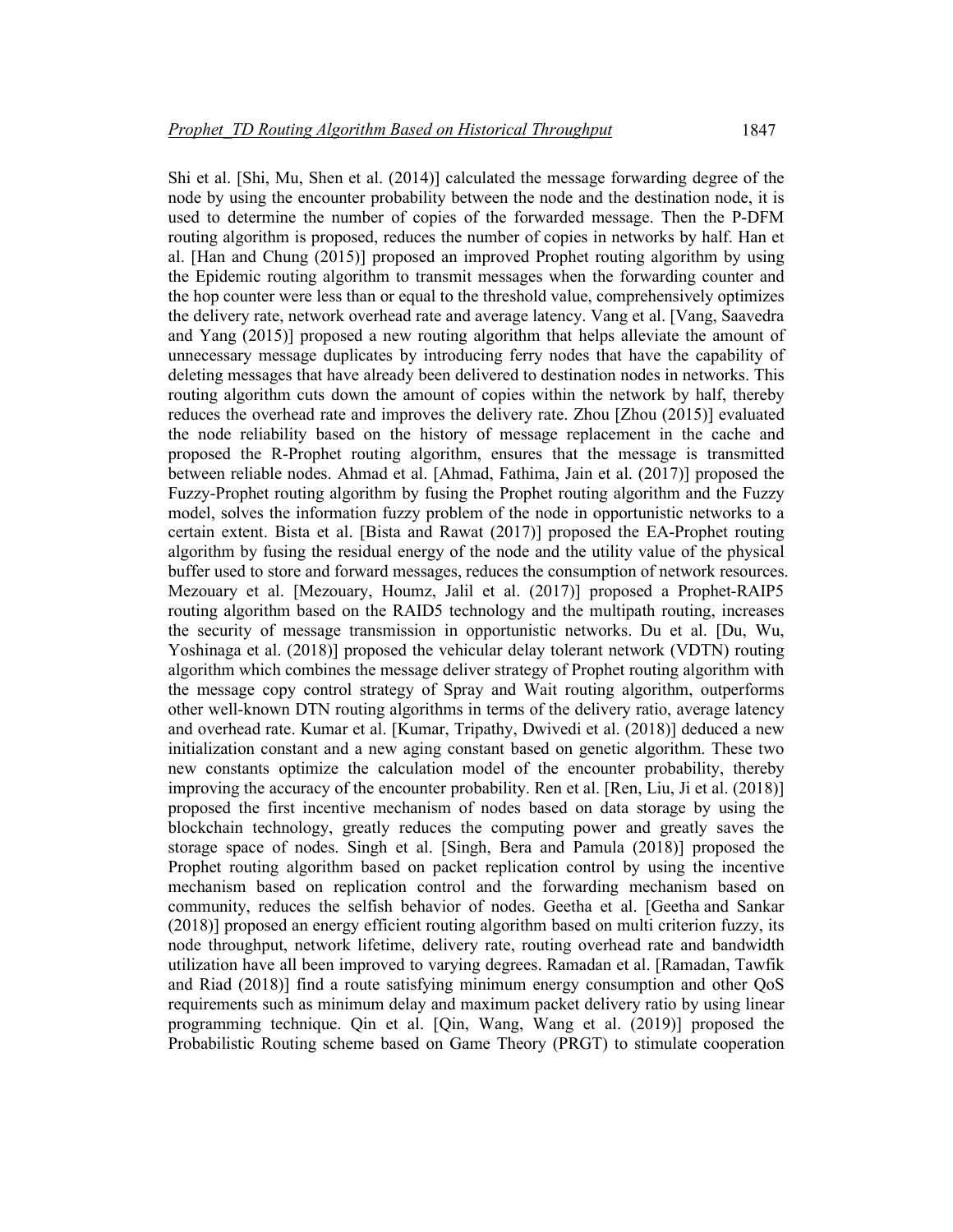Shi et al. [Shi, Mu, Shen et al. (2014)] calculated the message forwarding degree of the node by using the encounter probability between the node and the destination node, it is used to determine the number of copies of the forwarded message. Then the P-DFM routing algorithm is proposed, reduces the number of copies in networks by half. Han et al. [Han and Chung (2015)] proposed an improved Prophet routing algorithm by using the Epidemic routing algorithm to transmit messages when the forwarding counter and the hop counter were less than or equal to the threshold value, comprehensively optimizes the delivery rate, network overhead rate and average latency. Vang et al. [Vang, Saavedra and Yang (2015)] proposed a new routing algorithm that helps alleviate the amount of unnecessary message duplicates by introducing ferry nodes that have the capability of deleting messages that have already been delivered to destination nodes in networks. This routing algorithm cuts down the amount of copies within the network by half, thereby reduces the overhead rate and improves the delivery rate. Zhou [Zhou (2015)] evaluated the node reliability based on the history of message replacement in the cache and proposed the R-Prophet routing algorithm, ensures that the message is transmitted between reliable nodes. Ahmad et al. [Ahmad, Fathima, Jain et al. (2017)] proposed the Fuzzy-Prophet routing algorithm by fusing the Prophet routing algorithm and the Fuzzy model, solves the information fuzzy problem of the node in opportunistic networks to a certain extent. Bista et al. [Bista and Rawat (2017)] proposed the EA-Prophet routing algorithm by fusing the residual energy of the node and the utility value of the physical buffer used to store and forward messages, reduces the consumption of network resources. Mezouary et al. [Mezouary, Houmz, Jalil et al. (2017)] proposed a Prophet-RAIP5 routing algorithm based on the RAID5 technology and the multipath routing, increases the security of message transmission in opportunistic networks. Du et al. [Du, Wu, Yoshinaga et al. (2018)] proposed the vehicular delay tolerant network (VDTN) routing algorithm which combines the message deliver strategy of Prophet routing algorithm with the message copy control strategy of Spray and Wait routing algorithm, outperforms other well-known DTN routing algorithms in terms of the delivery ratio, average latency and overhead rate. Kumar et al. [Kumar, Tripathy, Dwivedi et al. (2018)] deduced a new initialization constant and a new aging constant based on genetic algorithm. These two new constants optimize the calculation model of the encounter probability, thereby improving the accuracy of the encounter probability. Ren et al. [Ren, Liu, Ji et al. (2018)] proposed the first incentive mechanism of nodes based on data storage by using the blockchain technology, greatly reduces the computing power and greatly saves the storage space of nodes. Singh et al. [Singh, Bera and Pamula (2018)] proposed the Prophet routing algorithm based on packet replication control by using the incentive mechanism based on replication control and the forwarding mechanism based on community, reduces the selfish behavior of nodes. Geetha et al. [Geetha and Sankar (2018)] proposed an energy efficient routing algorithm based on multi criterion fuzzy, its node throughput, network lifetime, delivery rate, routing overhead rate and bandwidth utilization have all been improved to varying degrees. Ramadan et al. [Ramadan, Tawfik and Riad (2018)] find a route satisfying minimum energy consumption and other QoS requirements such as minimum delay and maximum packet delivery ratio by using linear programming technique. Qin et al. [Qin, Wang, Wang et al. (2019)] proposed the Probabilistic Routing scheme based on Game Theory (PRGT) to stimulate cooperation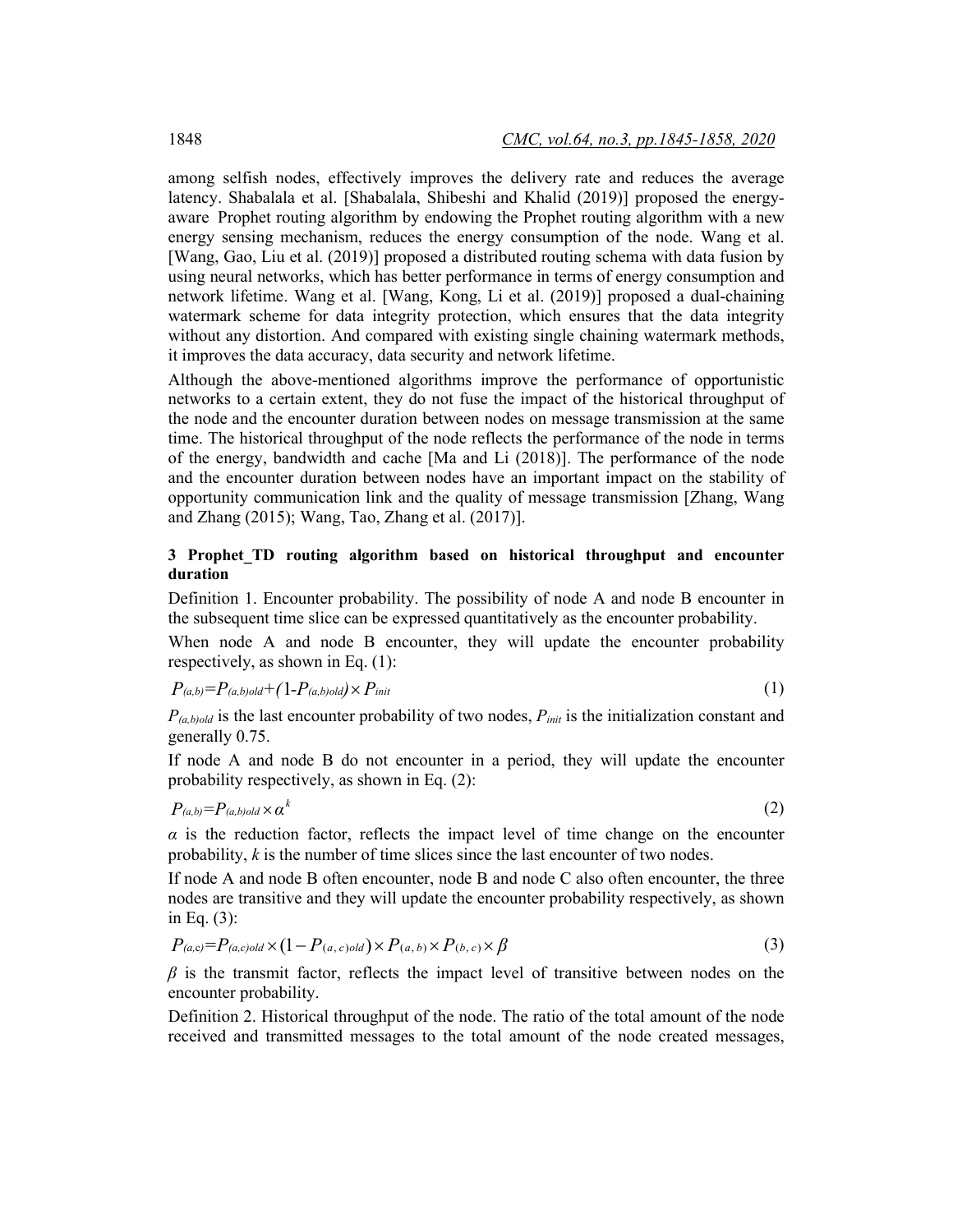among selfish nodes, effectively improves the delivery rate and reduces the average latency. Shabalala et al. [Shabalala, Shibeshi and Khalid (2019)] proposed the energy-aware Prophet routing algorithm by endowing the Prophet routing algorithm with a new energy sensing mechanism, reduces the energy consumption of the node. Wang et al. [Wang, Gao, Liu et al. (2019)] proposed a distributed routing schema with data fusion by using neural networks, which has better performance in terms of energy consumption and network lifetime. Wang et al. [Wang, Kong, Li et al. (2019)] proposed a dual-chaining watermark scheme for data integrity protection, which ensures that the data integrity without any distortion. And compared with existing single chaining watermark methods, it improves the data accuracy, data security and network lifetime.

Although the above-mentioned algorithms improve the performance of opportunistic networks to a certain extent, they do not fuse the impact of the historical throughput of the node and the encounter duration between nodes on message transmission at the same time. The historical throughput of the node reflects the performance of the node in terms of the energy, bandwidth and cache [Ma and Li (2018)]. The performance of the node and the encounter duration between nodes have an important impact on the stability of opportunity communication link and the quality of message transmission [Zhang, Wang and Zhang (2015); Wang, Tao, Zhang et al. (2017)].

## 3 Prophet_TD routing algorithm based on historical throughput and encounter duration

Definition 1. Encounter probability. The possibility of node A and node B encounter in the subsequent time slice can be expressed quantitatively as the encounter probability.

When node A and node B encounter, they will update the encounter probability respectively, as shown in Eq. (1):

$$P_{(a,b)}=P_{(a,b)old}+(1-P_{(a,b)old})\times P_{init} \tag{1}$$

$P_{(a,b)old}$ is the last encounter probability of two nodes, $P_{init}$ is the initialization constant and generally 0.75.

If node A and node B do not encounter in a period, they will update the encounter probability respectively, as shown in Eq. (2):

$$P_{(a,b)}=P_{(a,b)old}\times \alpha^{k} \tag{2}$$

$\alpha$ is the reduction factor, reflects the impact level of time change on the encounter probability, $k$ is the number of time slices since the last encounter of two nodes.

If node A and node B often encounter, node B and node C also often encounter, the three nodes are transitive and they will update the encounter probability respectively, as shown in Eq. (3):

$$P_{(a,c)}=P_{(a,c)old}\times(1-P_{(a,c)old})\times P_{(a,b)}\times P_{(b,c)}\times \beta \tag{3}$$

$\beta$ is the transmit factor, reflects the impact level of transitive between nodes on the encounter probability.

Definition 2. Historical throughput of the node. The ratio of the total amount of the node received and transmitted messages to the total amount of the node created messages,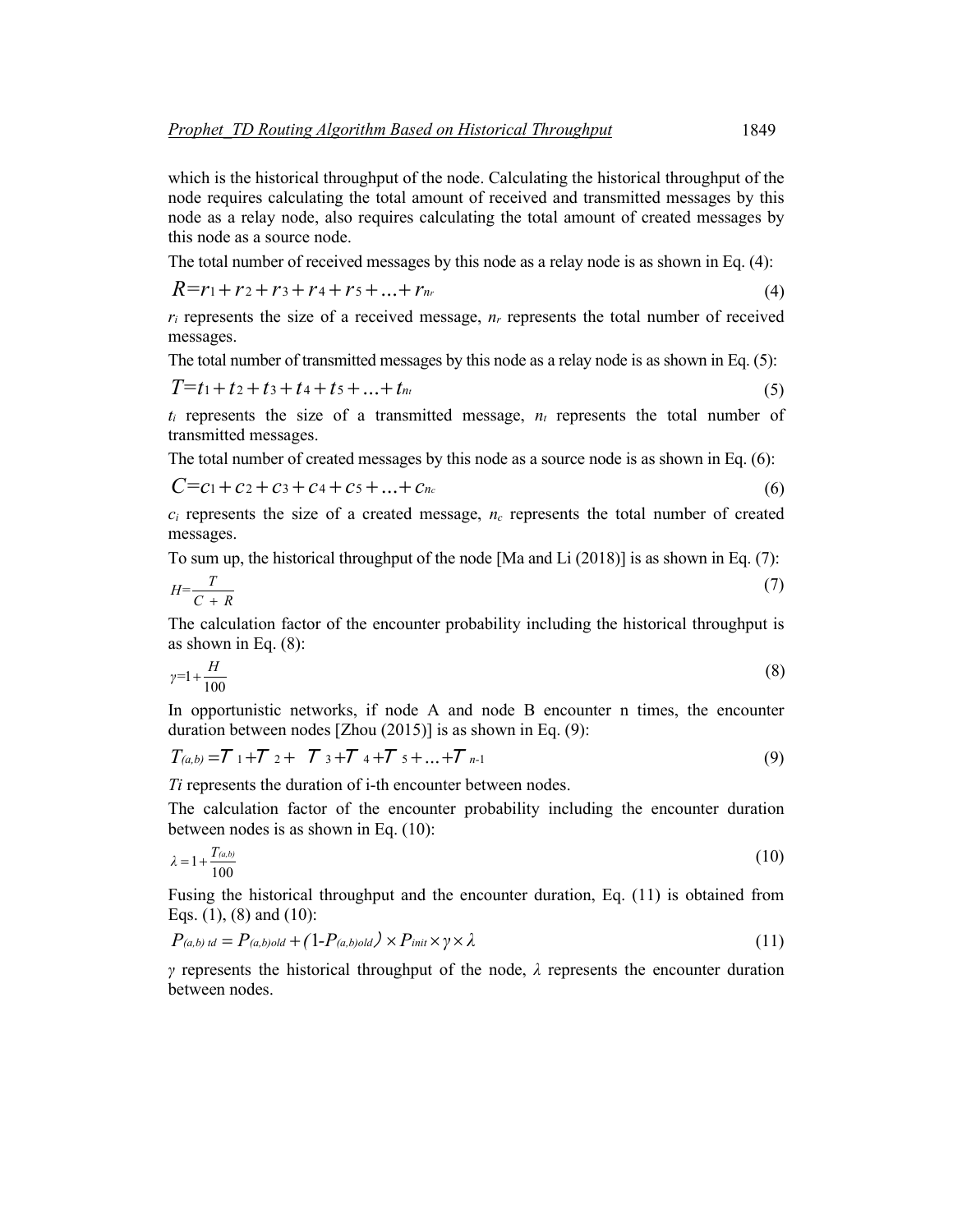which is the historical throughput of the node. Calculating the historical throughput of the node requires calculating the total amount of received and transmitted messages by this node as a relay node, also requires calculating the total amount of created messages by this node as a source node.

The total number of received messages by this node as a relay node is as shown in Eq. (4):

$$R = r_1 + r_2 + r_3 + r_4 + r_5 + \ldots + r_{n_r} \tag{4}$$

$r_i$ represents the size of a received message, $n_r$ represents the total number of received messages.

The total number of transmitted messages by this node as a relay node is as shown in Eq. (5):

$$T = t_1 + t_2 + t_3 + t_4 + t_5 + \ldots + t_{n_t} \tag{5}$$

$t_i$ represents the size of a transmitted message, $n_t$ represents the total number of transmitted messages.

The total number of created messages by this node as a source node is as shown in Eq. (6):

$$C = c_1 + c_2 + c_3 + c_4 + c_5 + \ldots + c_{n_c} \tag{6}$$

$c_i$ represents the size of a created message, $n_c$ represents the total number of created messages.

To sum up, the historical throughput of the node [Ma and Li (2018)] is as shown in Eq. (7):

$$H = \frac{T}{C + R} \tag{7}$$

The calculation factor of the encounter probability including the historical throughput is as shown in Eq. (8):

$$\gamma = 1 + \frac{H}{100} \tag{8}$$

In opportunistic networks, if node A and node B encounter n times, the encounter duration between nodes [Zhou (2015)] is as shown in Eq. (9):

$$T_{(a,b)} = T_1 + T_2 + T_3 + T_4 + T_5 + \ldots + T_{n-1} \tag{9}$$

$T_i$ represents the duration of i-th encounter between nodes.

The calculation factor of the encounter probability including the encounter duration between nodes is as shown in Eq. (10):

$$\lambda = 1 + \frac{T_{(a,b)}}{100} \tag{10}$$

Fusing the historical throughput and the encounter duration, Eq. (11) is obtained from Eqs. (1), (8) and (10):

$$P_{(a,b)\,td} = P_{(a,b)old} + (1 - P_{(a,b)old}) \times P_{init} \times \gamma \times \lambda \tag{11}$$

$\gamma$ represents the historical throughput of the node, $\lambda$ represents the encounter duration between nodes.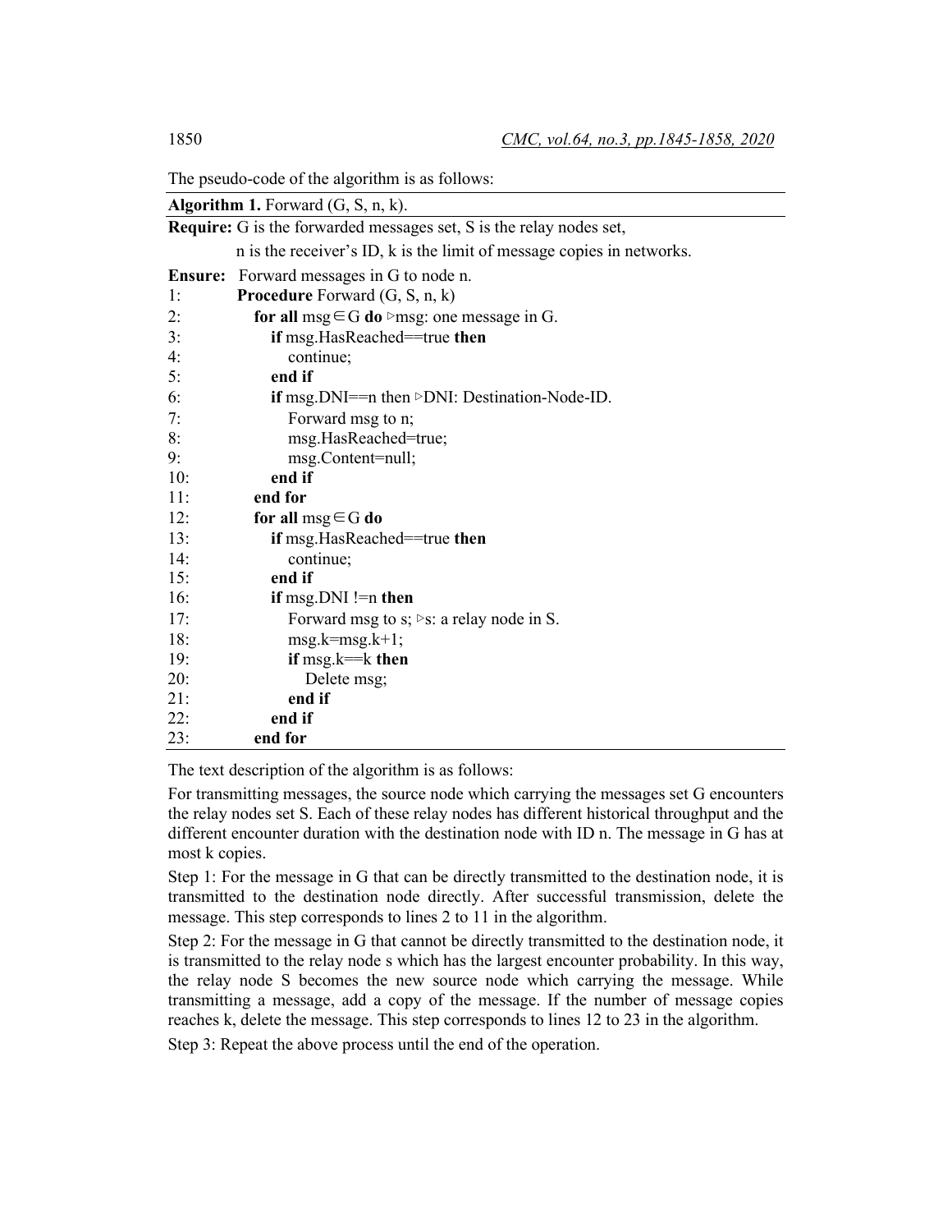The pseudo-code of the algorithm is as follows:

**Algorithm 1.** Forward (G, S, n, k).

**Require:** G is the forwarded messages set, S is the relay nodes set,
n is the receiver's ID, k is the limit of message copies in networks.

**Ensure:** Forward messages in G to node n.

```
1:   Procedure Forward (G, S, n, k)
2:     for all msg∈G do ▷msg: one message in G.
3:       if msg.HasReached==true then
4:         continue;
5:       end if
6:       if msg.DNI==n then ▷DNI: Destination-Node-ID.
7:         Forward msg to n;
8:         msg.HasReached=true;
9:         msg.Content=null;
10:      end if
11:    end for
12:    for all msg∈G do
13:      if msg.HasReached==true then
14:        continue;
15:      end if
16:      if msg.DNI !=n then
17:        Forward msg to s; ▷s: a relay node in S.
18:        msg.k=msg.k+1;
19:        if msg.k==k then
20:          Delete msg;
21:        end if
22:      end if
23:    end for
```

The text description of the algorithm is as follows:

For transmitting messages, the source node which carrying the messages set G encounters the relay nodes set S. Each of these relay nodes has different historical throughput and the different encounter duration with the destination node with ID n. The message in G has at most k copies.

Step 1: For the message in G that can be directly transmitted to the destination node, it is transmitted to the destination node directly. After successful transmission, delete the message. This step corresponds to lines 2 to 11 in the algorithm.

Step 2: For the message in G that cannot be directly transmitted to the destination node, it is transmitted to the relay node s which has the largest encounter probability. In this way, the relay node S becomes the new source node which carrying the message. While transmitting a message, add a copy of the message. If the number of message copies reaches k, delete the message. This step corresponds to lines 12 to 23 in the algorithm.

Step 3: Repeat the above process until the end of the operation.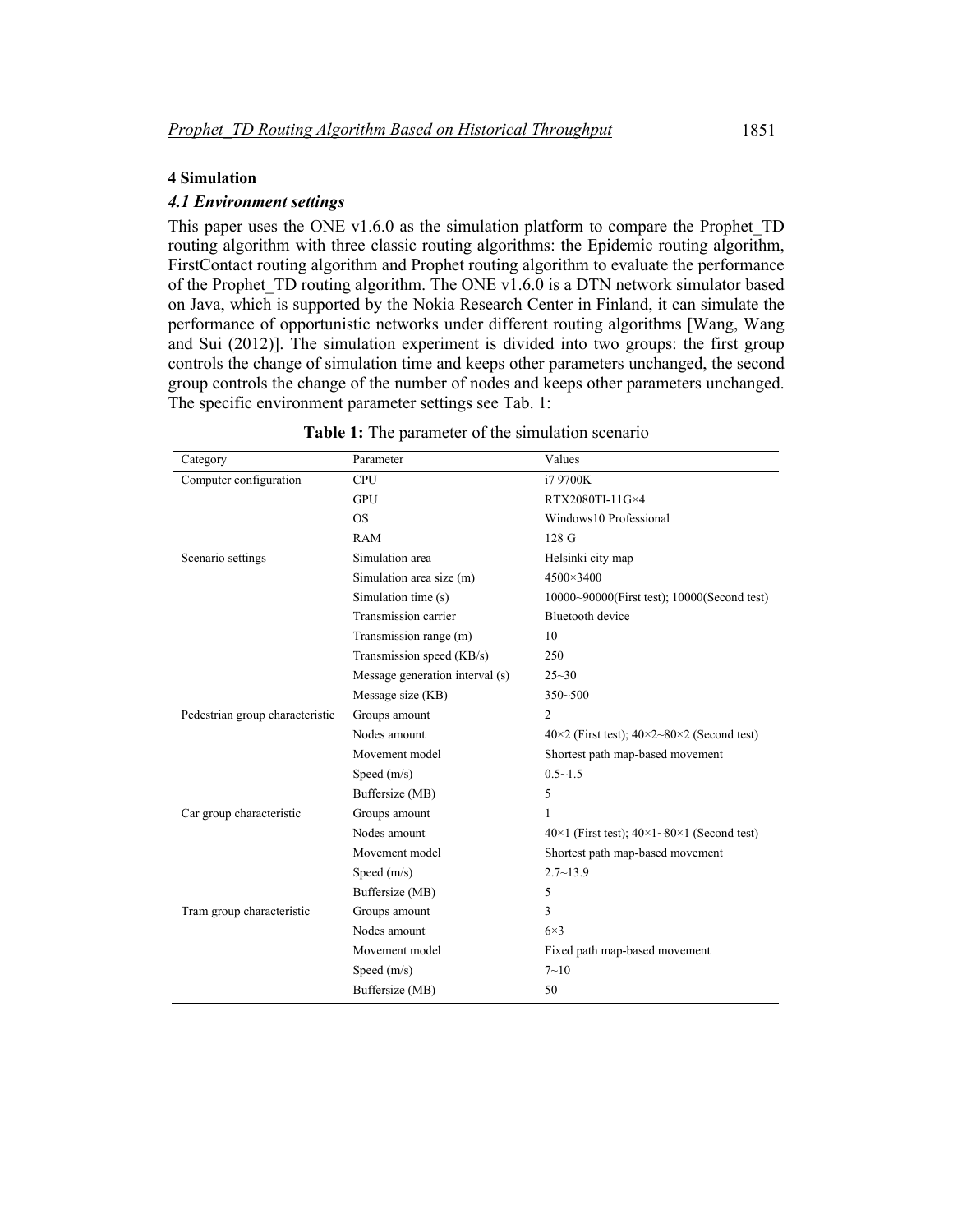## 4 Simulation

### *4.1 Environment settings*

This paper uses the ONE v1.6.0 as the simulation platform to compare the Prophet_TD routing algorithm with three classic routing algorithms: the Epidemic routing algorithm, FirstContact routing algorithm and Prophet routing algorithm to evaluate the performance of the Prophet_TD routing algorithm. The ONE v1.6.0 is a DTN network simulator based on Java, which is supported by the Nokia Research Center in Finland, it can simulate the performance of opportunistic networks under different routing algorithms [Wang, Wang and Sui (2012)]. The simulation experiment is divided into two groups: the first group controls the change of simulation time and keeps other parameters unchanged, the second group controls the change of the number of nodes and keeps other parameters unchanged. The specific environment parameter settings see Tab. 1:

**Table 1:** The parameter of the simulation scenario

| Category | Parameter | Values |
|---|---|---|
| Computer configuration | CPU | i7 9700K |
| | GPU | RTX2080TI-11G×4 |
| | OS | Windows10 Professional |
| | RAM | 128 G |
| Scenario settings | Simulation area | Helsinki city map |
| | Simulation area size (m) | 4500×3400 |
| | Simulation time (s) | 10000~90000(First test); 10000(Second test) |
| | Transmission carrier | Bluetooth device |
| | Transmission range (m) | 10 |
| | Transmission speed (KB/s) | 250 |
| | Message generation interval (s) | 25~30 |
| | Message size (KB) | 350~500 |
| Pedestrian group characteristic | Groups amount | 2 |
| | Nodes amount | 40×2 (First test); 40×2~80×2 (Second test) |
| | Movement model | Shortest path map-based movement |
| | Speed (m/s) | 0.5~1.5 |
| | Buffersize (MB) | 5 |
| Car group characteristic | Groups amount | 1 |
| | Nodes amount | 40×1 (First test); 40×1~80×1 (Second test) |
| | Movement model | Shortest path map-based movement |
| | Speed (m/s) | 2.7~13.9 |
| | Buffersize (MB) | 5 |
| Tram group characteristic | Groups amount | 3 |
| | Nodes amount | 6×3 |
| | Movement model | Fixed path map-based movement |
| | Speed (m/s) | 7~10 |
| | Buffersize (MB) | 50 |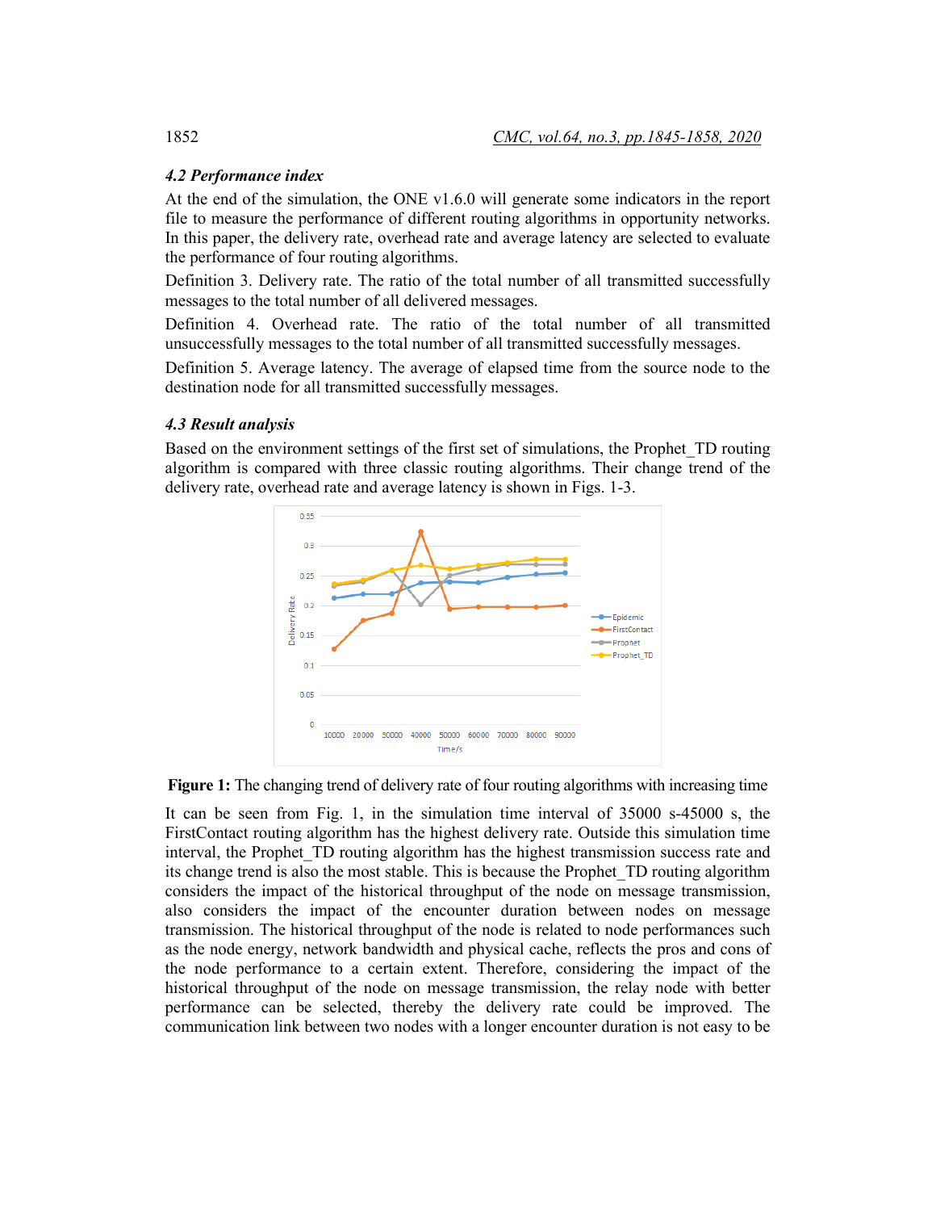### 4.2 Performance index

At the end of the simulation, the ONE v1.6.0 will generate some indicators in the report file to measure the performance of different routing algorithms in opportunity networks. In this paper, the delivery rate, overhead rate and average latency are selected to evaluate the performance of four routing algorithms.

Definition 3. Delivery rate. The ratio of the total number of all transmitted successfully messages to the total number of all delivered messages.

Definition 4. Overhead rate. The ratio of the total number of all transmitted unsuccessfully messages to the total number of all transmitted successfully messages.

Definition 5. Average latency. The average of elapsed time from the source node to the destination node for all transmitted successfully messages.

### 4.3 Result analysis

Based on the environment settings of the first set of simulations, the Prophet_TD routing algorithm is compared with three classic routing algorithms. Their change trend of the delivery rate, overhead rate and average latency is shown in Figs. 1-3.

**Figure 1:** The changing trend of delivery rate of four routing algorithms with increasing time

It can be seen from Fig. 1, in the simulation time interval of 35000 s-45000 s, the FirstContact routing algorithm has the highest delivery rate. Outside this simulation time interval, the Prophet_TD routing algorithm has the highest transmission success rate and its change trend is also the most stable. This is because the Prophet_TD routing algorithm considers the impact of the historical throughput of the node on message transmission, also considers the impact of the encounter duration between nodes on message transmission. The historical throughput of the node is related to node performances such as the node energy, network bandwidth and physical cache, reflects the pros and cons of the node performance to a certain extent. Therefore, considering the impact of the historical throughput of the node on message transmission, the relay node with better performance can be selected, thereby the delivery rate could be improved. The communication link between two nodes with a longer encounter duration is not easy to be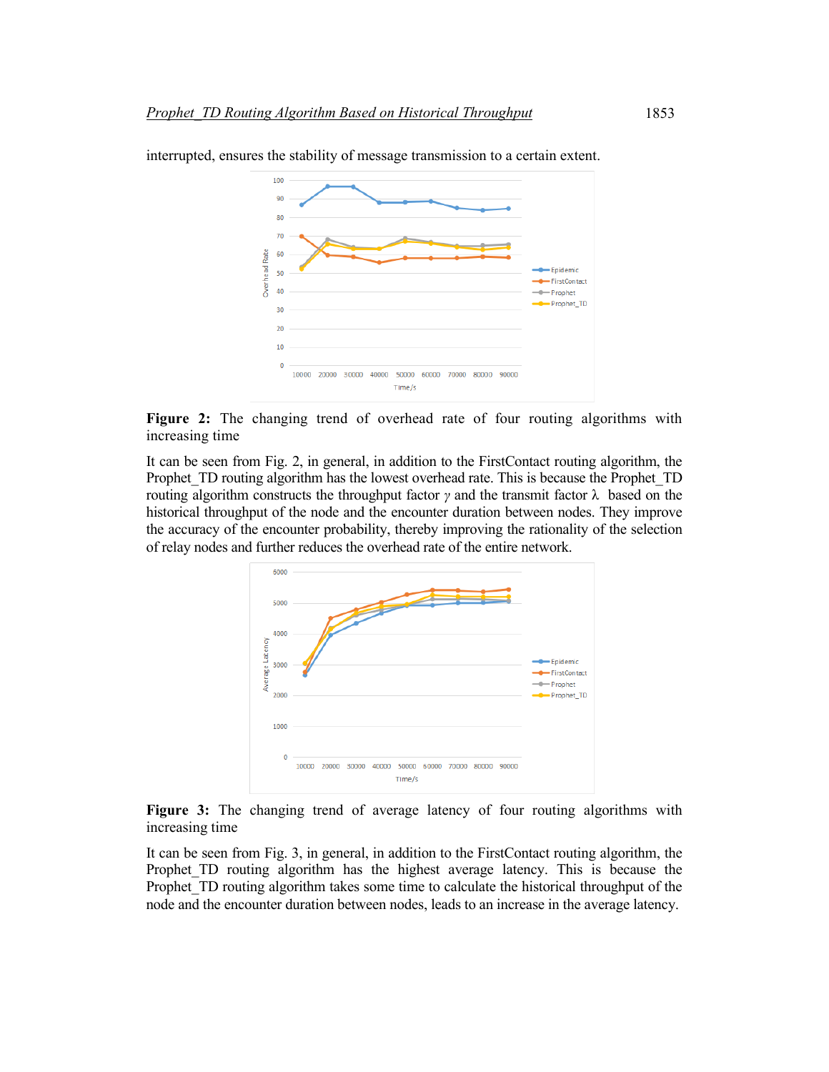interrupted, ensures the stability of message transmission to a certain extent.

**Figure 2:** The changing trend of overhead rate of four routing algorithms with increasing time

It can be seen from Fig. 2, in general, in addition to the FirstContact routing algorithm, the Prophet_TD routing algorithm has the lowest overhead rate. This is because the Prophet_TD routing algorithm constructs the throughput factor $\gamma$ and the transmit factor $\lambda$ based on the historical throughput of the node and the encounter duration between nodes. They improve the accuracy of the encounter probability, thereby improving the rationality of the selection of relay nodes and further reduces the overhead rate of the entire network.

**Figure 3:** The changing trend of average latency of four routing algorithms with increasing time

It can be seen from Fig. 3, in general, in addition to the FirstContact routing algorithm, the Prophet_TD routing algorithm has the highest average latency. This is because the Prophet_TD routing algorithm takes some time to calculate the historical throughput of the node and the encounter duration between nodes, leads to an increase in the average latency.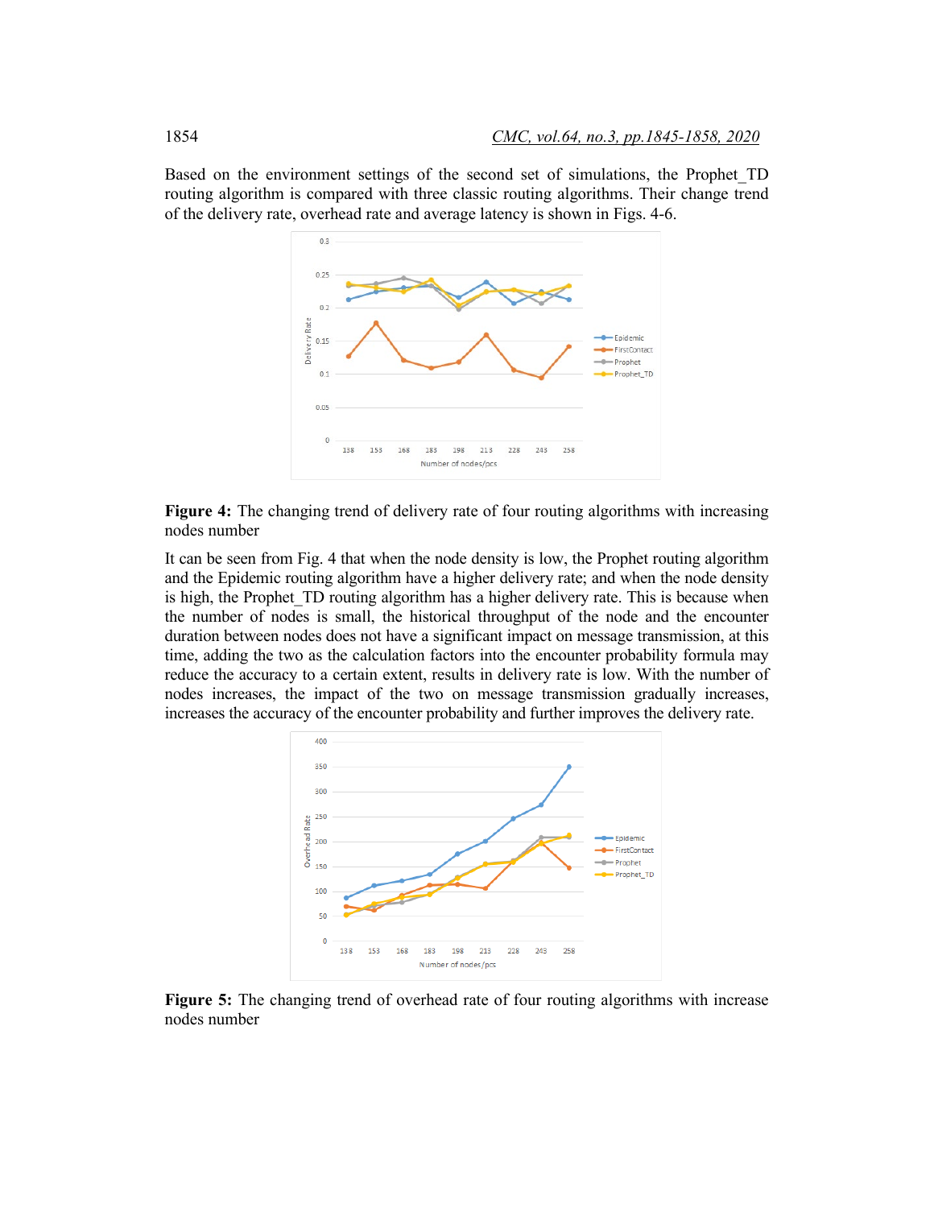Based on the environment settings of the second set of simulations, the Prophet_TD routing algorithm is compared with three classic routing algorithms. Their change trend of the delivery rate, overhead rate and average latency is shown in Figs. 4-6.

**Figure 4:** The changing trend of delivery rate of four routing algorithms with increasing nodes number

It can be seen from Fig. 4 that when the node density is low, the Prophet routing algorithm and the Epidemic routing algorithm have a higher delivery rate; and when the node density is high, the Prophet_TD routing algorithm has a higher delivery rate. This is because when the number of nodes is small, the historical throughput of the node and the encounter duration between nodes does not have a significant impact on message transmission, at this time, adding the two as the calculation factors into the encounter probability formula may reduce the accuracy to a certain extent, results in delivery rate is low. With the number of nodes increases, the impact of the two on message transmission gradually increases, increases the accuracy of the encounter probability and further improves the delivery rate.

**Figure 5:** The changing trend of overhead rate of four routing algorithms with increase nodes number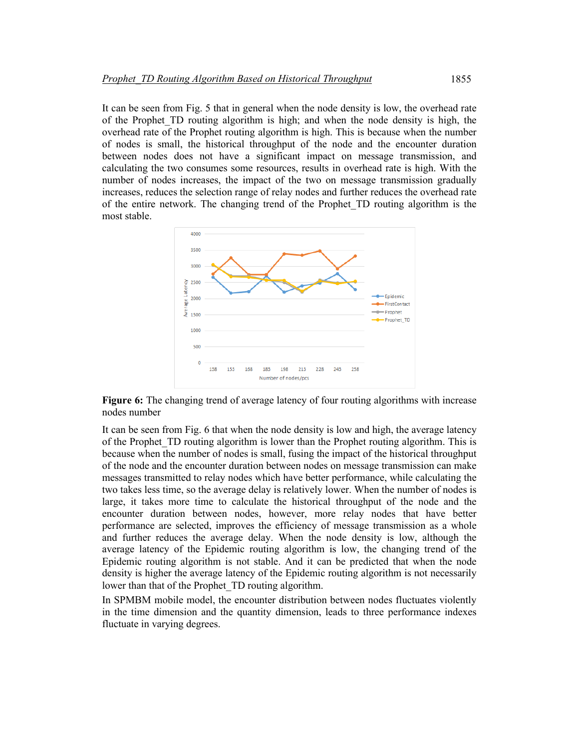It can be seen from Fig. 5 that in general when the node density is low, the overhead rate of the Prophet_TD routing algorithm is high; and when the node density is high, the overhead rate of the Prophet routing algorithm is high. This is because when the number of nodes is small, the historical throughput of the node and the encounter duration between nodes does not have a significant impact on message transmission, and calculating the two consumes some resources, results in overhead rate is high. With the number of nodes increases, the impact of the two on message transmission gradually increases, reduces the selection range of relay nodes and further reduces the overhead rate of the entire network. The changing trend of the Prophet_TD routing algorithm is the most stable.

**Figure 6:** The changing trend of average latency of four routing algorithms with increase nodes number

It can be seen from Fig. 6 that when the node density is low and high, the average latency of the Prophet_TD routing algorithm is lower than the Prophet routing algorithm. This is because when the number of nodes is small, fusing the impact of the historical throughput of the node and the encounter duration between nodes on message transmission can make messages transmitted to relay nodes which have better performance, while calculating the two takes less time, so the average delay is relatively lower. When the number of nodes is large, it takes more time to calculate the historical throughput of the node and the encounter duration between nodes, however, more relay nodes that have better performance are selected, improves the efficiency of message transmission as a whole and further reduces the average delay. When the node density is low, although the average latency of the Epidemic routing algorithm is low, the changing trend of the Epidemic routing algorithm is not stable. And it can be predicted that when the node density is higher the average latency of the Epidemic routing algorithm is not necessarily lower than that of the Prophet_TD routing algorithm.

In SPMBM mobile model, the encounter distribution between nodes fluctuates violently in the time dimension and the quantity dimension, leads to three performance indexes fluctuate in varying degrees.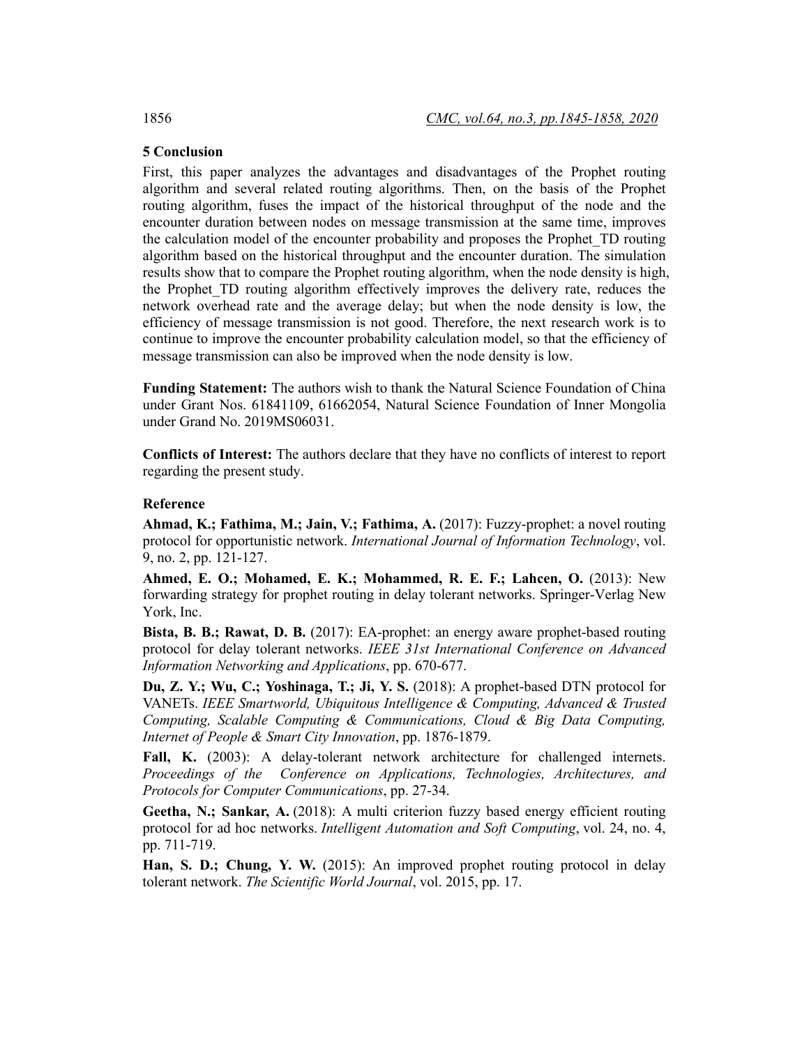## 5 Conclusion

First, this paper analyzes the advantages and disadvantages of the Prophet routing algorithm and several related routing algorithms. Then, on the basis of the Prophet routing algorithm, fuses the impact of the historical throughput of the node and the encounter duration between nodes on message transmission at the same time, improves the calculation model of the encounter probability and proposes the Prophet_TD routing algorithm based on the historical throughput and the encounter duration. The simulation results show that to compare the Prophet routing algorithm, when the node density is high, the Prophet_TD routing algorithm effectively improves the delivery rate, reduces the network overhead rate and the average delay; but when the node density is low, the efficiency of message transmission is not good. Therefore, the next research work is to continue to improve the encounter probability calculation model, so that the efficiency of message transmission can also be improved when the node density is low.

**Funding Statement:** The authors wish to thank the Natural Science Foundation of China under Grant Nos. 61841109, 61662054, Natural Science Foundation of Inner Mongolia under Grand No. 2019MS06031.

**Conflicts of Interest:** The authors declare that they have no conflicts of interest to report regarding the present study.

## Reference

**Ahmad, K.; Fathima, M.; Jain, V.; Fathima, A.** (2017): Fuzzy-prophet: a novel routing protocol for opportunistic network. *International Journal of Information Technology*, vol. 9, no. 2, pp. 121-127.

**Ahmed, E. O.; Mohamed, E. K.; Mohammed, R. E. F.; Lahcen, O.** (2013): New forwarding strategy for prophet routing in delay tolerant networks. Springer-Verlag New York, Inc.

**Bista, B. B.; Rawat, D. B.** (2017): EA-prophet: an energy aware prophet-based routing protocol for delay tolerant networks. *IEEE 31st International Conference on Advanced Information Networking and Applications*, pp. 670-677.

**Du, Z. Y.; Wu, C.; Yoshinaga, T.; Ji, Y. S.** (2018): A prophet-based DTN protocol for VANETs. *IEEE Smartworld, Ubiquitous Intelligence & Computing, Advanced & Trusted Computing, Scalable Computing & Communications, Cloud & Big Data Computing, Internet of People & Smart City Innovation*, pp. 1876-1879.

**Fall, K.** (2003): A delay-tolerant network architecture for challenged internets. *Proceedings of the Conference on Applications, Technologies, Architectures, and Protocols for Computer Communications*, pp. 27-34.

**Geetha, N.; Sankar, A.** (2018): A multi criterion fuzzy based energy efficient routing protocol for ad hoc networks. *Intelligent Automation and Soft Computing*, vol. 24, no. 4, pp. 711-719.

**Han, S. D.; Chung, Y. W.** (2015): An improved prophet routing protocol in delay tolerant network. *The Scientific World Journal*, vol. 2015, pp. 17.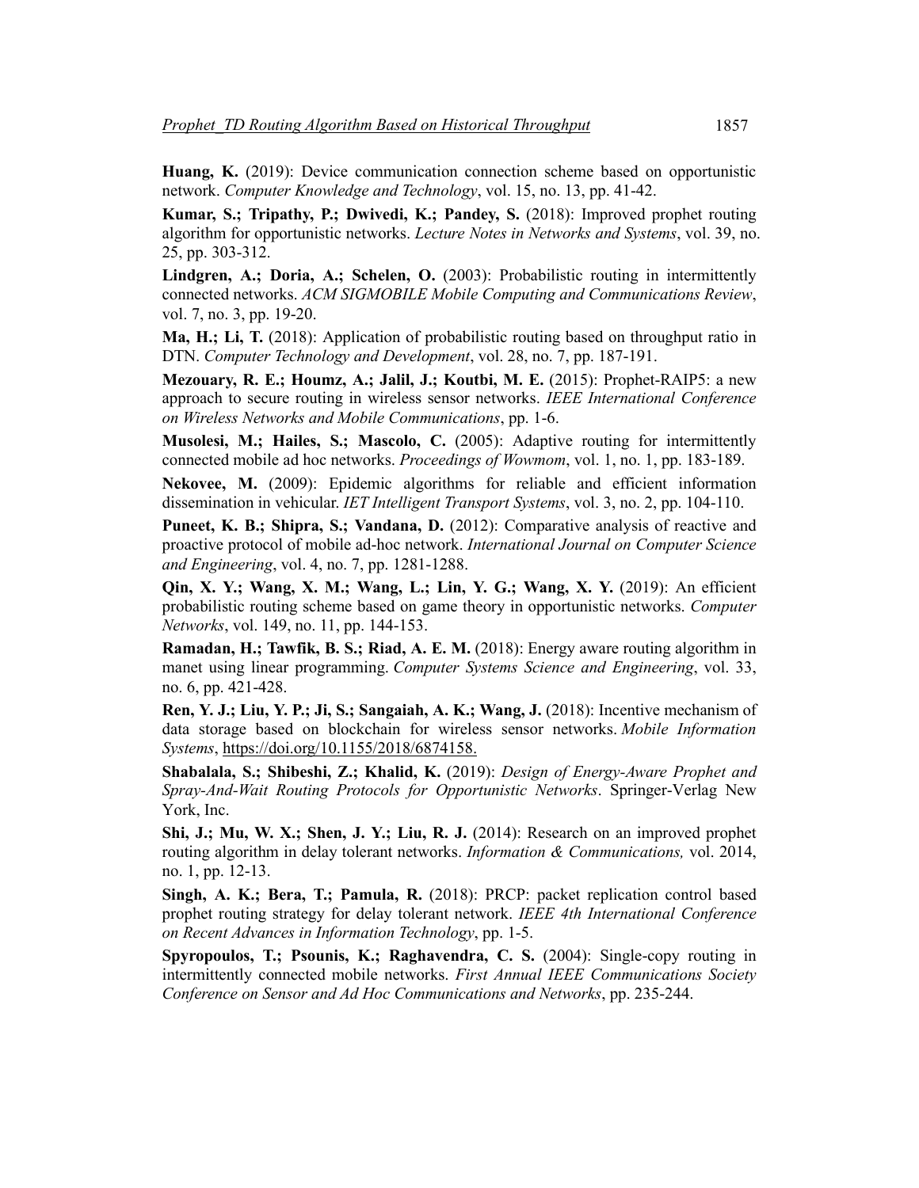**Huang, K.** (2019): Device communication connection scheme based on opportunistic network. *Computer Knowledge and Technology*, vol. 15, no. 13, pp. 41-42.

**Kumar, S.; Tripathy, P.; Dwivedi, K.; Pandey, S.** (2018): Improved prophet routing algorithm for opportunistic networks. *Lecture Notes in Networks and Systems*, vol. 39, no. 25, pp. 303-312.

**Lindgren, A.; Doria, A.; Schelen, O.** (2003): Probabilistic routing in intermittently connected networks. *ACM SIGMOBILE Mobile Computing and Communications Review*, vol. 7, no. 3, pp. 19-20.

**Ma, H.; Li, T.** (2018): Application of probabilistic routing based on throughput ratio in DTN. *Computer Technology and Development*, vol. 28, no. 7, pp. 187-191.

**Mezouary, R. E.; Houmz, A.; Jalil, J.; Koutbi, M. E.** (2015): Prophet-RAIP5: a new approach to secure routing in wireless sensor networks. *IEEE International Conference on Wireless Networks and Mobile Communications*, pp. 1-6.

**Musolesi, M.; Hailes, S.; Mascolo, C.** (2005): Adaptive routing for intermittently connected mobile ad hoc networks. *Proceedings of Wowmom*, vol. 1, no. 1, pp. 183-189.

**Nekovee, M.** (2009): Epidemic algorithms for reliable and efficient information dissemination in vehicular. *IET Intelligent Transport Systems*, vol. 3, no. 2, pp. 104-110.

**Puneet, K. B.; Shipra, S.; Vandana, D.** (2012): Comparative analysis of reactive and proactive protocol of mobile ad-hoc network. *International Journal on Computer Science and Engineering*, vol. 4, no. 7, pp. 1281-1288.

**Qin, X. Y.; Wang, X. M.; Wang, L.; Lin, Y. G.; Wang, X. Y.** (2019): An efficient probabilistic routing scheme based on game theory in opportunistic networks. *Computer Networks*, vol. 149, no. 11, pp. 144-153.

**Ramadan, H.; Tawfik, B. S.; Riad, A. E. M.** (2018): Energy aware routing algorithm in manet using linear programming. *Computer Systems Science and Engineering*, vol. 33, no. 6, pp. 421-428.

**Ren, Y. J.; Liu, Y. P.; Ji, S.; Sangaiah, A. K.; Wang, J.** (2018): Incentive mechanism of data storage based on blockchain for wireless sensor networks. *Mobile Information Systems*, https://doi.org/10.1155/2018/6874158.

**Shabalala, S.; Shibeshi, Z.; Khalid, K.** (2019): *Design of Energy-Aware Prophet and Spray-And-Wait Routing Protocols for Opportunistic Networks*. Springer-Verlag New York, Inc.

**Shi, J.; Mu, W. X.; Shen, J. Y.; Liu, R. J.** (2014): Research on an improved prophet routing algorithm in delay tolerant networks. *Information & Communications,* vol. 2014, no. 1, pp. 12-13.

**Singh, A. K.; Bera, T.; Pamula, R.** (2018): PRCP: packet replication control based prophet routing strategy for delay tolerant network. *IEEE 4th International Conference on Recent Advances in Information Technology*, pp. 1-5.

**Spyropoulos, T.; Psounis, K.; Raghavendra, C. S.** (2004): Single-copy routing in intermittently connected mobile networks. *First Annual IEEE Communications Society Conference on Sensor and Ad Hoc Communications and Networks*, pp. 235-244.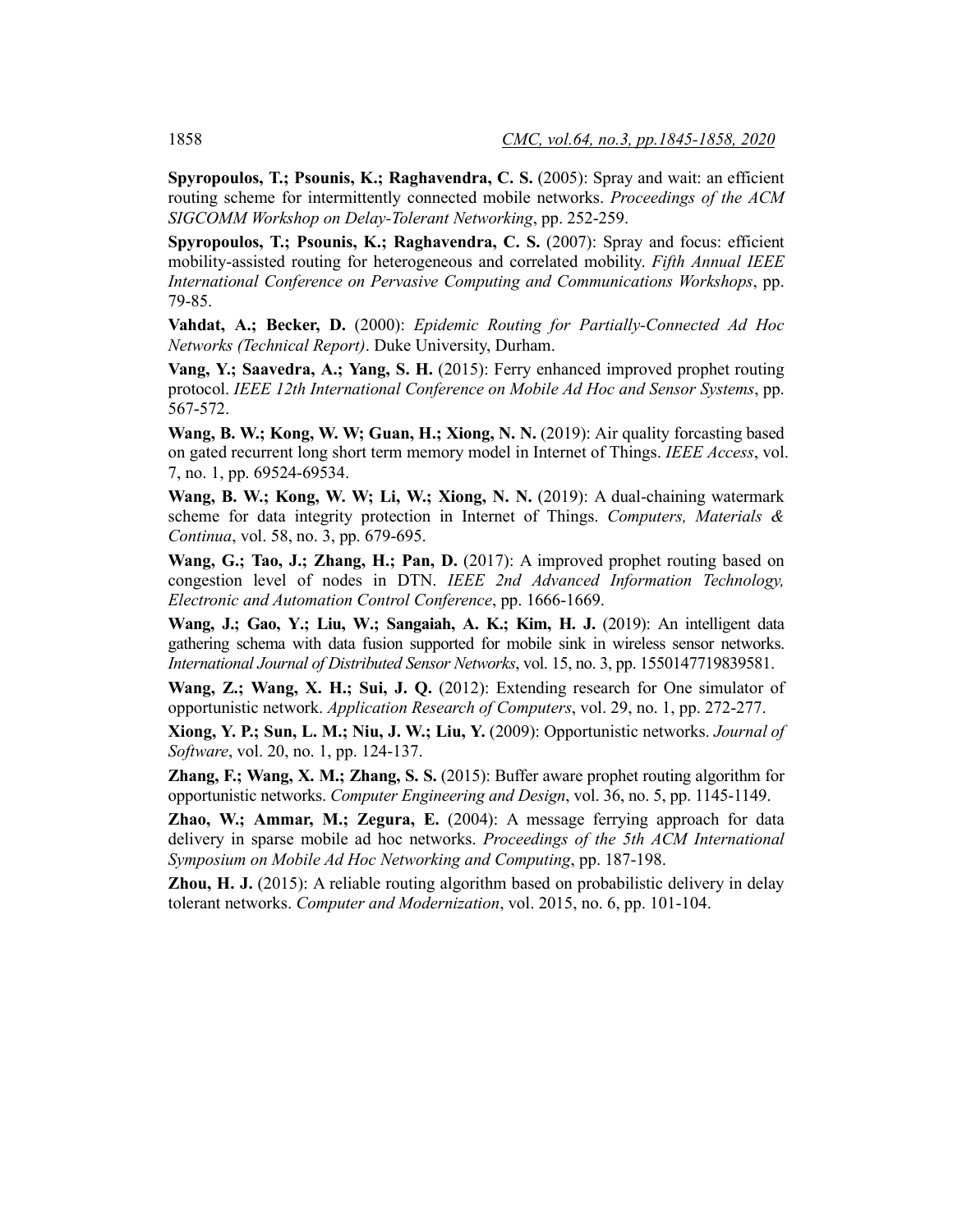**Spyropoulos, T.; Psounis, K.; Raghavendra, C. S.** (2005): Spray and wait: an efficient routing scheme for intermittently connected mobile networks. *Proceedings of the ACM SIGCOMM Workshop on Delay-Tolerant Networking*, pp. 252-259.

**Spyropoulos, T.; Psounis, K.; Raghavendra, C. S.** (2007): Spray and focus: efficient mobility-assisted routing for heterogeneous and correlated mobility. *Fifth Annual IEEE International Conference on Pervasive Computing and Communications Workshops*, pp. 79-85.

**Vahdat, A.; Becker, D.** (2000): *Epidemic Routing for Partially-Connected Ad Hoc Networks (Technical Report)*. Duke University, Durham.

**Vang, Y.; Saavedra, A.; Yang, S. H.** (2015): Ferry enhanced improved prophet routing protocol. *IEEE 12th International Conference on Mobile Ad Hoc and Sensor Systems*, pp. 567-572.

**Wang, B. W.; Kong, W. W; Guan, H.; Xiong, N. N.** (2019): Air quality forcasting based on gated recurrent long short term memory model in Internet of Things. *IEEE Access*, vol. 7, no. 1, pp. 69524-69534.

**Wang, B. W.; Kong, W. W; Li, W.; Xiong, N. N.** (2019): A dual-chaining watermark scheme for data integrity protection in Internet of Things. *Computers, Materials & Continua*, vol. 58, no. 3, pp. 679-695.

**Wang, G.; Tao, J.; Zhang, H.; Pan, D.** (2017): A improved prophet routing based on congestion level of nodes in DTN. *IEEE 2nd Advanced Information Technology, Electronic and Automation Control Conference*, pp. 1666-1669.

**Wang, J.; Gao, Y.; Liu, W.; Sangaiah, A. K.; Kim, H. J.** (2019): An intelligent data gathering schema with data fusion supported for mobile sink in wireless sensor networks. *International Journal of Distributed Sensor Networks*, vol. 15, no. 3, pp. 1550147719839581.

**Wang, Z.; Wang, X. H.; Sui, J. Q.** (2012): Extending research for One simulator of opportunistic network. *Application Research of Computers*, vol. 29, no. 1, pp. 272-277.

**Xiong, Y. P.; Sun, L. M.; Niu, J. W.; Liu, Y.** (2009): Opportunistic networks. *Journal of Software*, vol. 20, no. 1, pp. 124-137.

**Zhang, F.; Wang, X. M.; Zhang, S. S.** (2015): Buffer aware prophet routing algorithm for opportunistic networks. *Computer Engineering and Design*, vol. 36, no. 5, pp. 1145-1149.

**Zhao, W.; Ammar, M.; Zegura, E.** (2004): A message ferrying approach for data delivery in sparse mobile ad hoc networks. *Proceedings of the 5th ACM International Symposium on Mobile Ad Hoc Networking and Computing*, pp. 187-198.

**Zhou, H. J.** (2015): A reliable routing algorithm based on probabilistic delivery in delay tolerant networks. *Computer and Modernization*, vol. 2015, no. 6, pp. 101-104.